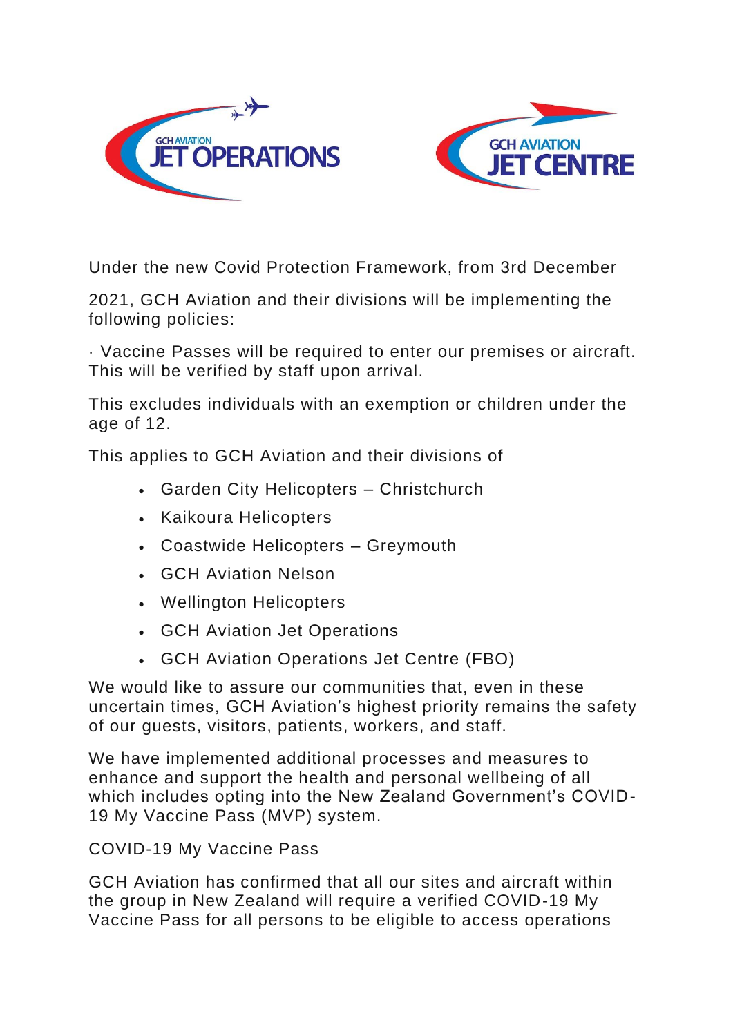Under the new Covid Protection Framework, from 3rd December

2021, GCH Aviation and their divisions will be implementing the following policies:

· Vaccine Passes will be required to enter our premises or aircraft. This will be verified by staff upon arrival.

This excludes individuals with an exemption or children under the age of 12.

This applies to GCH Aviation and their divisions of

- Garden City Helicopters – Christchurch
- Kaikoura Helicopters
- Coastwide Helicopters – Greymouth
- GCH Aviation Nelson
- Wellington Helicopters
- GCH Aviation Jet Operations
- GCH Aviation Operations Jet Centre (FBO)

We would like to assure our communities that, even in these uncertain times, GCH Aviation's highest priority remains the safety of our guests, visitors, patients, workers, and staff.

We have implemented additional processes and measures to enhance and support the health and personal wellbeing of all which includes opting into the New Zealand Government's COVID-19 My Vaccine Pass (MVP) system.

COVID-19 My Vaccine Pass

GCH Aviation has confirmed that all our sites and aircraft within the group in New Zealand will require a verified COVID-19 My Vaccine Pass for all persons to be eligible to access operations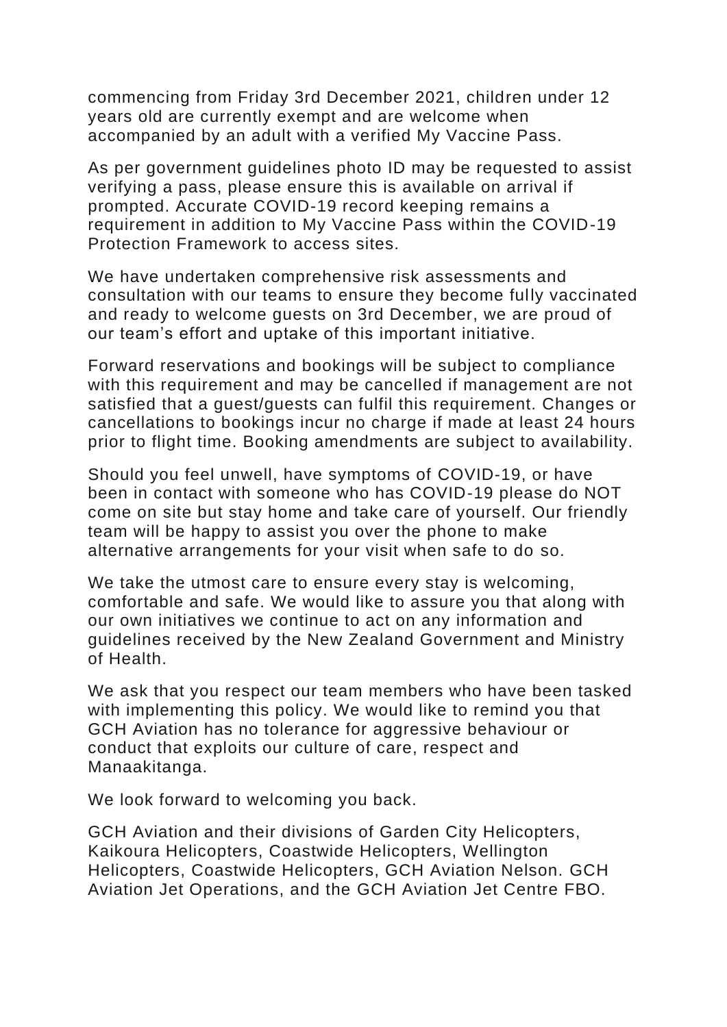commencing from Friday 3rd December 2021, children under 12 years old are currently exempt and are welcome when accompanied by an adult with a verified My Vaccine Pass.

As per government guidelines photo ID may be requested to assist verifying a pass, please ensure this is available on arrival if prompted. Accurate COVID-19 record keeping remains a requirement in addition to My Vaccine Pass within the COVID-19 Protection Framework to access sites.

We have undertaken comprehensive risk assessments and consultation with our teams to ensure they become fully vaccinated and ready to welcome guests on 3rd December, we are proud of our team's effort and uptake of this important initiative.

Forward reservations and bookings will be subject to compliance with this requirement and may be cancelled if management are not satisfied that a guest/guests can fulfil this requirement. Changes or cancellations to bookings incur no charge if made at least 24 hours prior to flight time. Booking amendments are subject to availability.

Should you feel unwell, have symptoms of COVID-19, or have been in contact with someone who has COVID-19 please do NOT come on site but stay home and take care of yourself. Our friendly team will be happy to assist you over the phone to make alternative arrangements for your visit when safe to do so.

We take the utmost care to ensure every stay is welcoming, comfortable and safe. We would like to assure you that along with our own initiatives we continue to act on any information and guidelines received by the New Zealand Government and Ministry of Health.

We ask that you respect our team members who have been tasked with implementing this policy. We would like to remind you that GCH Aviation has no tolerance for aggressive behaviour or conduct that exploits our culture of care, respect and Manaakitanga.

We look forward to welcoming you back.

GCH Aviation and their divisions of Garden City Helicopters, Kaikoura Helicopters, Coastwide Helicopters, Wellington Helicopters, Coastwide Helicopters, GCH Aviation Nelson. GCH Aviation Jet Operations, and the GCH Aviation Jet Centre FBO.